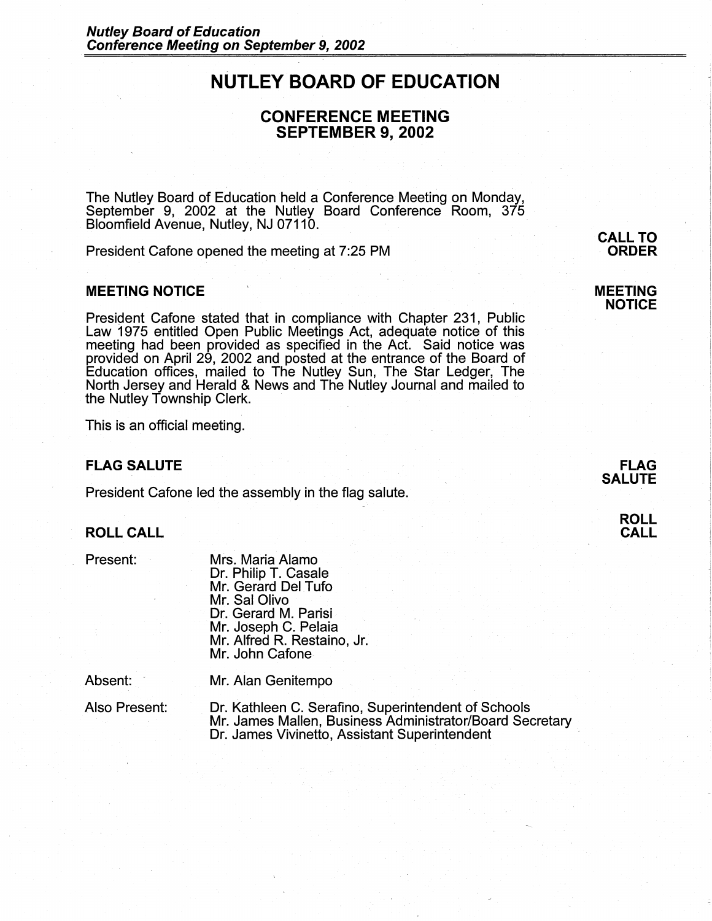# NUTLEY BOARD OF EDUCATION

## CONFERENCE MEETING
## SEPTEMBER 9, 2002

The Nutley Board of Education held a Conference Meeting on Monday, September 9, 2002 at the Nutley Board Conference Room, 375 Bloomfield Avenue, Nutley, NJ 07110.

**CALL TO ORDER**

President Cafone opened the meeting at 7:25 PM

### MEETING NOTICE

President Cafone stated that in compliance with Chapter 231, Public Law 1975 entitled Open Public Meetings Act, adequate notice of this meeting had been provided as specified in the Act. Said notice was provided on April 29, 2002 and posted at the entrance of the Board of Education offices, mailed to The Nutley Sun, The Star Ledger, The North Jersey and Herald & News and The Nutley Journal and mailed to the Nutley Township Clerk.

This is an official meeting.

### FLAG SALUTE

President Cafone led the assembly in the flag salute.

### ROLL CALL

Present:
- Mrs. Maria Alamo
- Dr. Philip T. Casale
- Mr. Gerard Del Tufo
- Mr. Sal Olivo
- Dr. Gerard M. Parisi
- Mr. Joseph C. Pelaia
- Mr. Alfred R. Restaino, Jr.
- Mr. John Cafone

Absent:
- Mr. Alan Genitempo

Also Present:
- Dr. Kathleen C. Serafino, Superintendent of Schools
- Mr. James Mallen, Business Administrator/Board Secretary
- Dr. James Vivinetto, Assistant Superintendent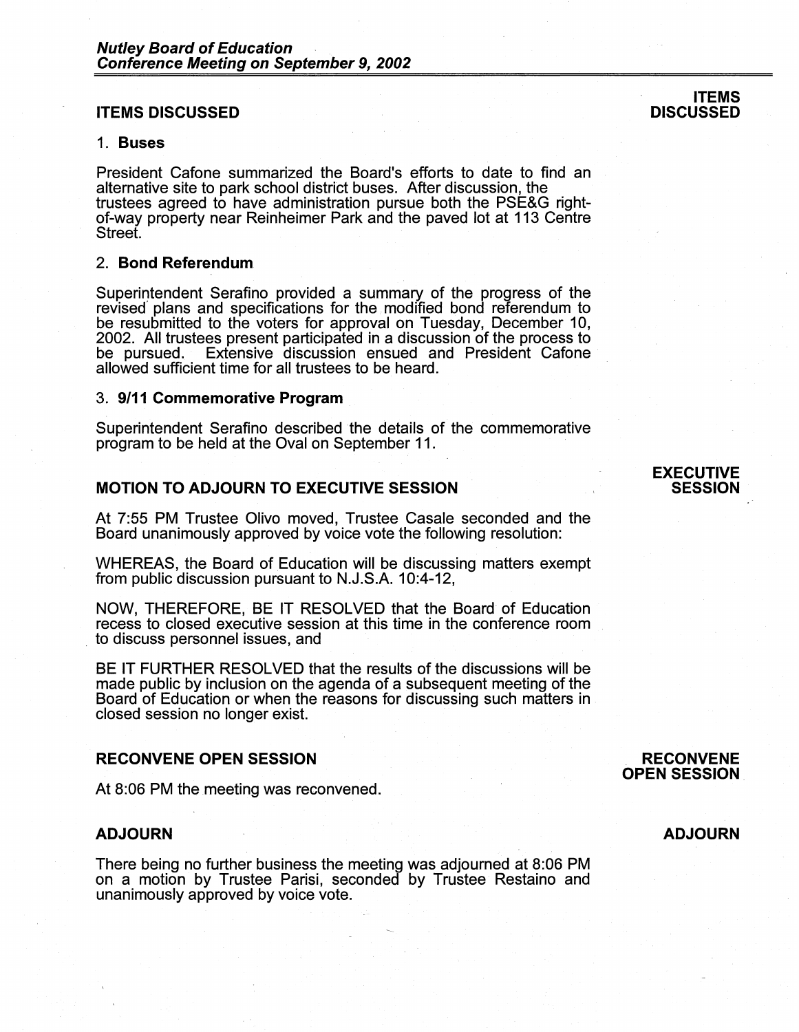## ITEMS DISCUSSED

**ITEMS DISCUSSED**

1. **Buses**

President Cafone summarized the Board's efforts to date to find an alternative site to park school district buses. After discussion, the trustees agreed to have administration pursue both the PSE&G right-of-way property near Reinheimer Park and the paved lot at 113 Centre Street.

2. **Bond Referendum**

Superintendent Serafino provided a summary of the progress of the revised plans and specifications for the modified bond referendum to be resubmitted to the voters for approval on Tuesday, December 10, 2002. All trustees present participated in a discussion of the process to be pursued. Extensive discussion ensued and President Cafone allowed sufficient time for all trustees to be heard.

3. **9/11 Commemorative Program**

Superintendent Serafino described the details of the commemorative program to be held at the Oval on September 11.

## MOTION TO ADJOURN TO EXECUTIVE SESSION

**EXECUTIVE SESSION**

At 7:55 PM Trustee Olivo moved, Trustee Casale seconded and the Board unanimously approved by voice vote the following resolution:

WHEREAS, the Board of Education will be discussing matters exempt from public discussion pursuant to N.J.S.A. 10:4-12,

NOW, THEREFORE, BE IT RESOLVED that the Board of Education recess to closed executive session at this time in the conference room to discuss personnel issues, and

BE IT FURTHER RESOLVED that the results of the discussions will be made public by inclusion on the agenda of a subsequent meeting of the Board of Education or when the reasons for discussing such matters in closed session no longer exist.

## RECONVENE OPEN SESSION

**RECONVENE OPEN SESSION**

At 8:06 PM the meeting was reconvened.

## ADJOURN

**ADJOURN**

There being no further business the meeting was adjourned at 8:06 PM on a motion by Trustee Parisi, seconded by Trustee Restaino and unanimously approved by voice vote.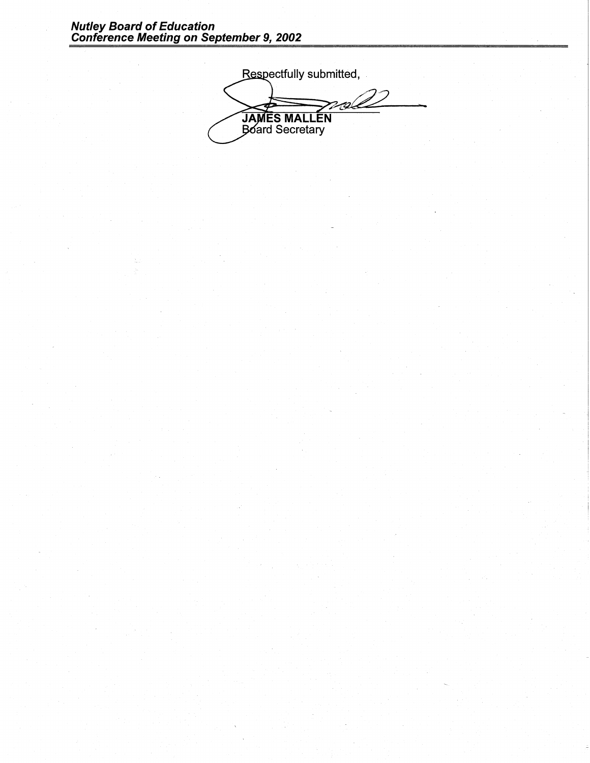Respectfully submitted,

**JAMES MALLEN**
Board Secretary